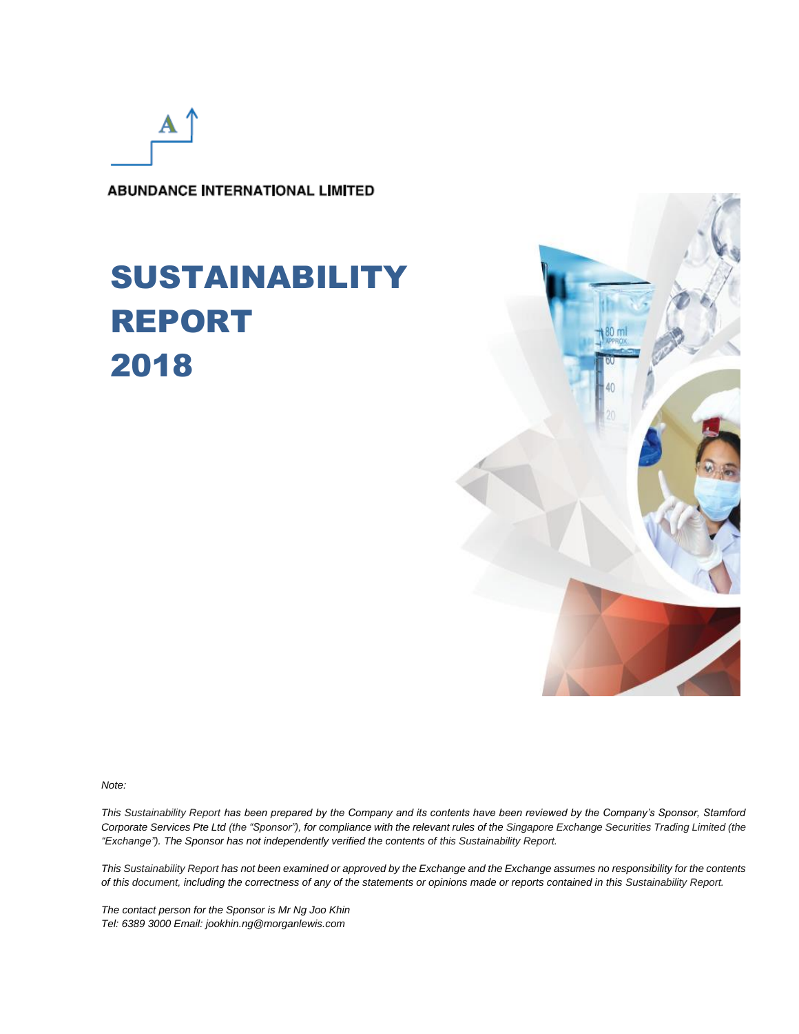ABUNDANCE INTERNATIONAL LIMITED

# SUSTAINABILITY REPORT 2018

*Note:*

*This Sustainability Report has been prepared by the Company and its contents have been reviewed by the Company's Sponsor, Stamford Corporate Services Pte Ltd (the "Sponsor"), for compliance with the relevant rules of the Singapore Exchange Securities Trading Limited (the "Exchange"). The Sponsor has not independently verified the contents of this Sustainability Report.*

*This Sustainability Report has not been examined or approved by the Exchange and the Exchange assumes no responsibility for the contents of this document, including the correctness of any of the statements or opinions made or reports contained in this Sustainability Report.*

*The contact person for the Sponsor is Mr Ng Joo Khin*
*Tel: 6389 3000 Email: jookhin.ng@morganlewis.com*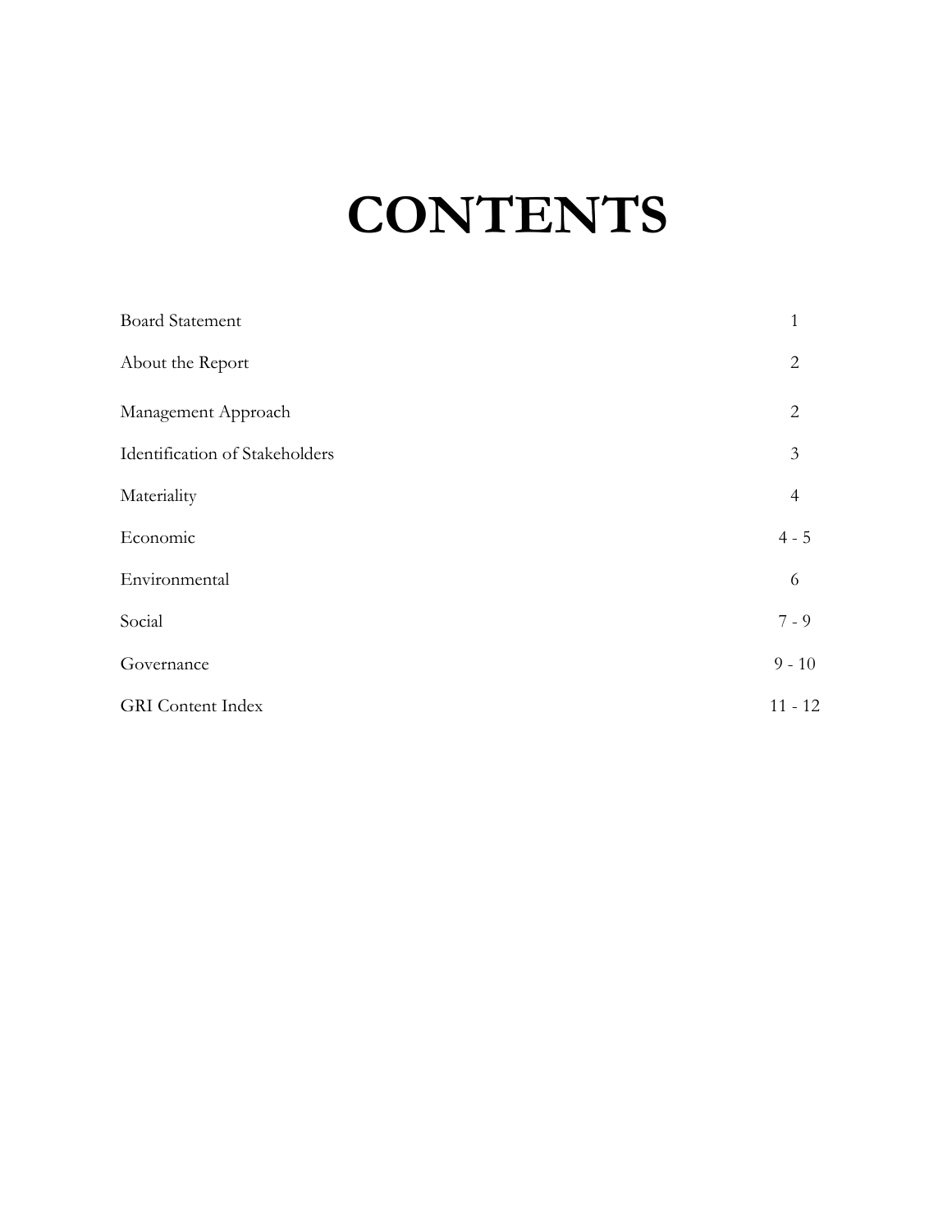# CONTENTS

| | |
|---|---|
| Board Statement | 1 |
| About the Report | 2 |
| Management Approach | 2 |
| Identification of Stakeholders | 3 |
| Materiality | 4 |
| Economic | 4 - 5 |
| Environmental | 6 |
| Social | 7 - 9 |
| Governance | 9 - 10 |
| GRI Content Index | 11 - 12 |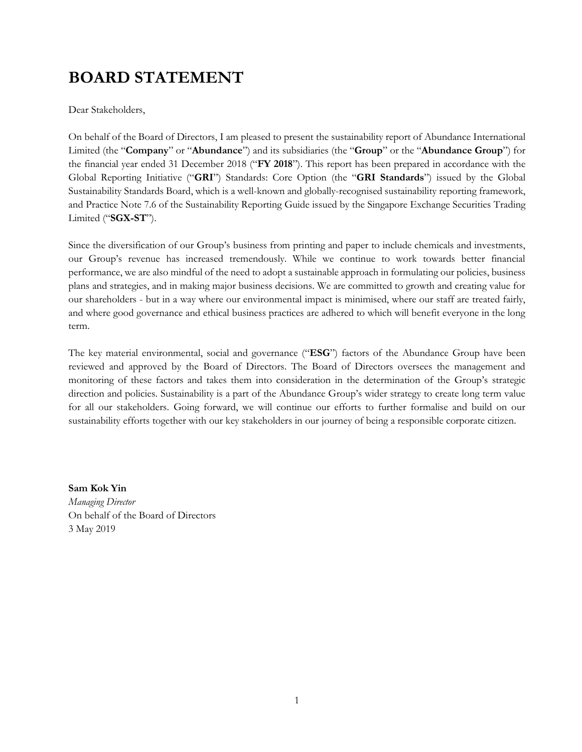# BOARD STATEMENT

Dear Stakeholders,

On behalf of the Board of Directors, I am pleased to present the sustainability report of Abundance International Limited (the "**Company**" or "**Abundance**") and its subsidiaries (the "**Group**" or the "**Abundance Group**") for the financial year ended 31 December 2018 ("**FY 2018**"). This report has been prepared in accordance with the Global Reporting Initiative ("**GRI**") Standards: Core Option (the "**GRI Standards**") issued by the Global Sustainability Standards Board, which is a well-known and globally-recognised sustainability reporting framework, and Practice Note 7.6 of the Sustainability Reporting Guide issued by the Singapore Exchange Securities Trading Limited ("**SGX-ST**").

Since the diversification of our Group's business from printing and paper to include chemicals and investments, our Group's revenue has increased tremendously. While we continue to work towards better financial performance, we are also mindful of the need to adopt a sustainable approach in formulating our policies, business plans and strategies, and in making major business decisions. We are committed to growth and creating value for our shareholders - but in a way where our environmental impact is minimised, where our staff are treated fairly, and where good governance and ethical business practices are adhered to which will benefit everyone in the long term.

The key material environmental, social and governance ("**ESG**") factors of the Abundance Group have been reviewed and approved by the Board of Directors. The Board of Directors oversees the management and monitoring of these factors and takes them into consideration in the determination of the Group's strategic direction and policies. Sustainability is a part of the Abundance Group's wider strategy to create long term value for all our stakeholders. Going forward, we will continue our efforts to further formalise and build on our sustainability efforts together with our key stakeholders in our journey of being a responsible corporate citizen.

**Sam Kok Yin**
*Managing Director*
On behalf of the Board of Directors
3 May 2019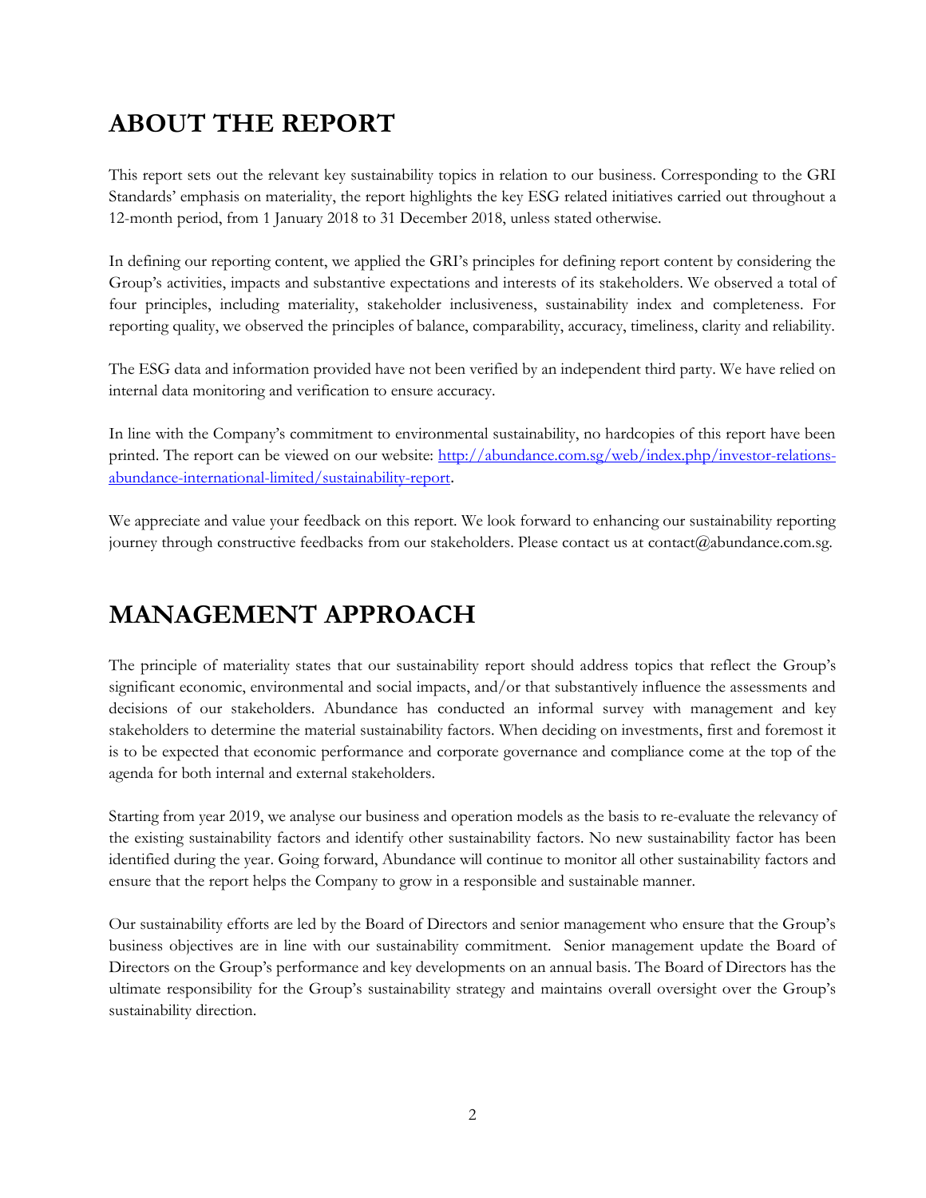# ABOUT THE REPORT

This report sets out the relevant key sustainability topics in relation to our business. Corresponding to the GRI Standards' emphasis on materiality, the report highlights the key ESG related initiatives carried out throughout a 12-month period, from 1 January 2018 to 31 December 2018, unless stated otherwise.

In defining our reporting content, we applied the GRI's principles for defining report content by considering the Group's activities, impacts and substantive expectations and interests of its stakeholders. We observed a total of four principles, including materiality, stakeholder inclusiveness, sustainability index and completeness. For reporting quality, we observed the principles of balance, comparability, accuracy, timeliness, clarity and reliability.

The ESG data and information provided have not been verified by an independent third party. We have relied on internal data monitoring and verification to ensure accuracy.

In line with the Company's commitment to environmental sustainability, no hardcopies of this report have been printed. The report can be viewed on our website: [http://abundance.com.sg/web/index.php/investor-relations-abundance-international-limited/sustainability-report](http://abundance.com.sg/web/index.php/investor-relations-abundance-international-limited/sustainability-report).

We appreciate and value your feedback on this report. We look forward to enhancing our sustainability reporting journey through constructive feedbacks from our stakeholders. Please contact us at contact@abundance.com.sg.

# MANAGEMENT APPROACH

The principle of materiality states that our sustainability report should address topics that reflect the Group's significant economic, environmental and social impacts, and/or that substantively influence the assessments and decisions of our stakeholders. Abundance has conducted an informal survey with management and key stakeholders to determine the material sustainability factors. When deciding on investments, first and foremost it is to be expected that economic performance and corporate governance and compliance come at the top of the agenda for both internal and external stakeholders.

Starting from year 2019, we analyse our business and operation models as the basis to re-evaluate the relevancy of the existing sustainability factors and identify other sustainability factors. No new sustainability factor has been identified during the year. Going forward, Abundance will continue to monitor all other sustainability factors and ensure that the report helps the Company to grow in a responsible and sustainable manner.

Our sustainability efforts are led by the Board of Directors and senior management who ensure that the Group's business objectives are in line with our sustainability commitment. Senior management update the Board of Directors on the Group's performance and key developments on an annual basis. The Board of Directors has the ultimate responsibility for the Group's sustainability strategy and maintains overall oversight over the Group's sustainability direction.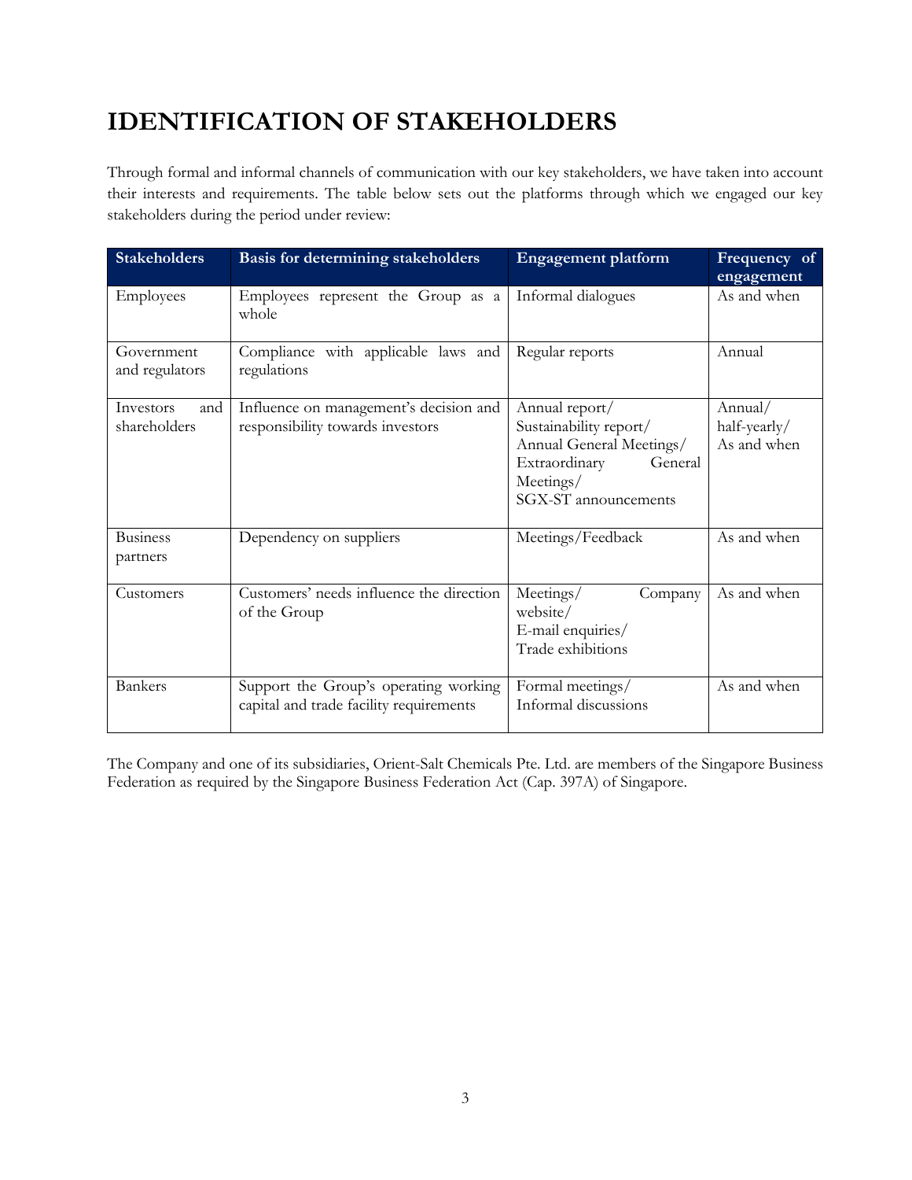# IDENTIFICATION OF STAKEHOLDERS

Through formal and informal channels of communication with our key stakeholders, we have taken into account their interests and requirements. The table below sets out the platforms through which we engaged our key stakeholders during the period under review:

| Stakeholders | Basis for determining stakeholders | Engagement platform | Frequency of engagement |
|---|---|---|---|
| Employees | Employees represent the Group as a whole | Informal dialogues | As and when |
| Government and regulators | Compliance with applicable laws and regulations | Regular reports | Annual |
| Investors and shareholders | Influence on management's decision and responsibility towards investors | Annual report/<br>Sustainability report/<br>Annual General Meetings/<br>Extraordinary General Meetings/<br>SGX-ST announcements | Annual/<br>half-yearly/<br>As and when |
| Business partners | Dependency on suppliers | Meetings/Feedback | As and when |
| Customers | Customers' needs influence the direction of the Group | Meetings/ Company website/<br>E-mail enquiries/<br>Trade exhibitions | As and when |
| Bankers | Support the Group's operating working capital and trade facility requirements | Formal meetings/<br>Informal discussions | As and when |

The Company and one of its subsidiaries, Orient-Salt Chemicals Pte. Ltd. are members of the Singapore Business Federation as required by the Singapore Business Federation Act (Cap. 397A) of Singapore.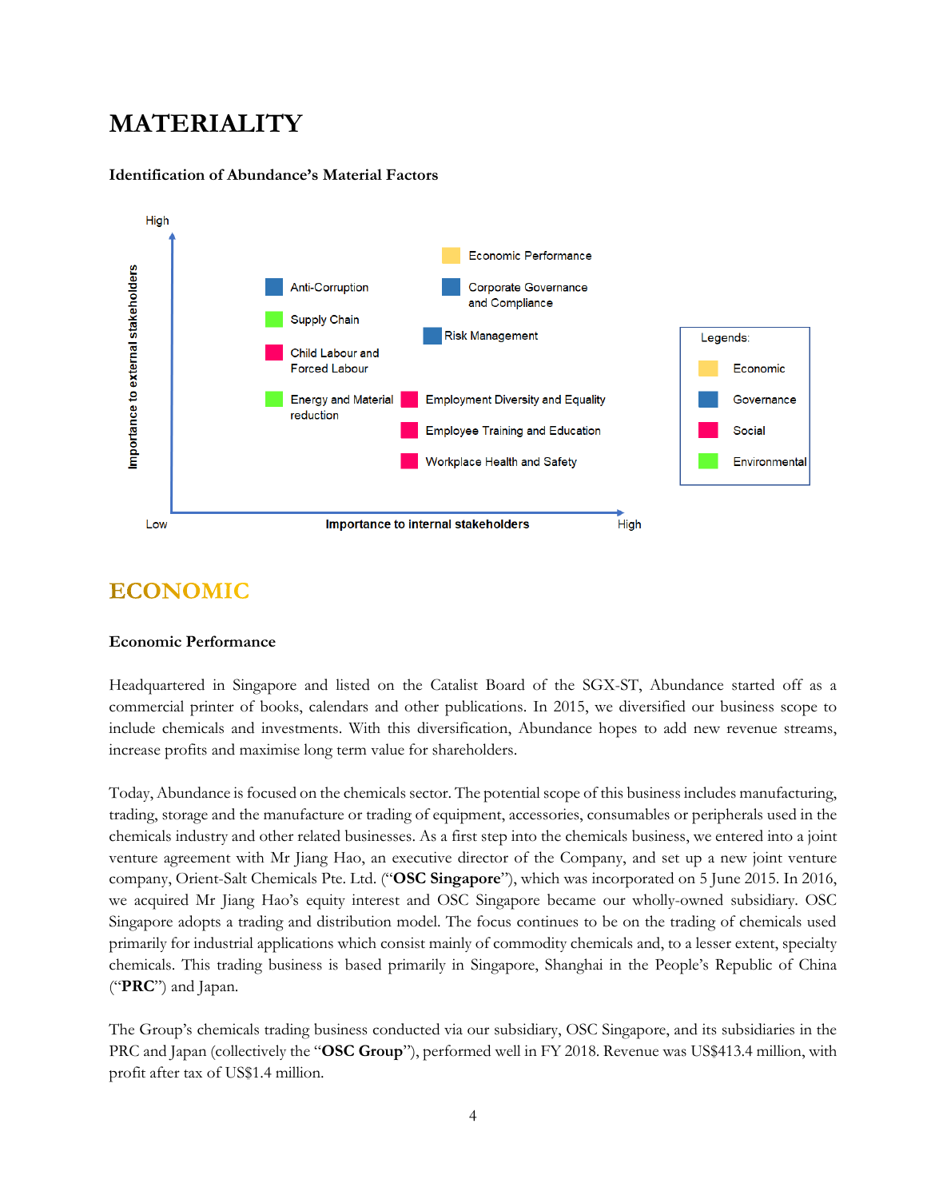# MATERIALITY

### Identification of Abundance's Material Factors

High

Importance to external stakeholders

- Anti-Corruption
- Supply Chain
- Child Labour and Forced Labour
- Energy and Material reduction
- Economic Performance
- Corporate Governance and Compliance
- Risk Management
- Employment Diversity and Equality
- Employee Training and Education
- Workplace Health and Safety

Low — Importance to internal stakeholders — High

Legends:
- Economic
- Governance
- Social
- Environmental

# ECONOMIC

### Economic Performance

Headquartered in Singapore and listed on the Catalist Board of the SGX-ST, Abundance started off as a commercial printer of books, calendars and other publications. In 2015, we diversified our business scope to include chemicals and investments. With this diversification, Abundance hopes to add new revenue streams, increase profits and maximise long term value for shareholders.

Today, Abundance is focused on the chemicals sector. The potential scope of this business includes manufacturing, trading, storage and the manufacture or trading of equipment, accessories, consumables or peripherals used in the chemicals industry and other related businesses. As a first step into the chemicals business, we entered into a joint venture agreement with Mr Jiang Hao, an executive director of the Company, and set up a new joint venture company, Orient-Salt Chemicals Pte. Ltd. ("**OSC Singapore**"), which was incorporated on 5 June 2015. In 2016, we acquired Mr Jiang Hao's equity interest and OSC Singapore became our wholly-owned subsidiary. OSC Singapore adopts a trading and distribution model. The focus continues to be on the trading of chemicals used primarily for industrial applications which consist mainly of commodity chemicals and, to a lesser extent, specialty chemicals. This trading business is based primarily in Singapore, Shanghai in the People's Republic of China ("**PRC**") and Japan.

The Group's chemicals trading business conducted via our subsidiary, OSC Singapore, and its subsidiaries in the PRC and Japan (collectively the "**OSC Group**"), performed well in FY 2018. Revenue was US$413.4 million, with profit after tax of US$1.4 million.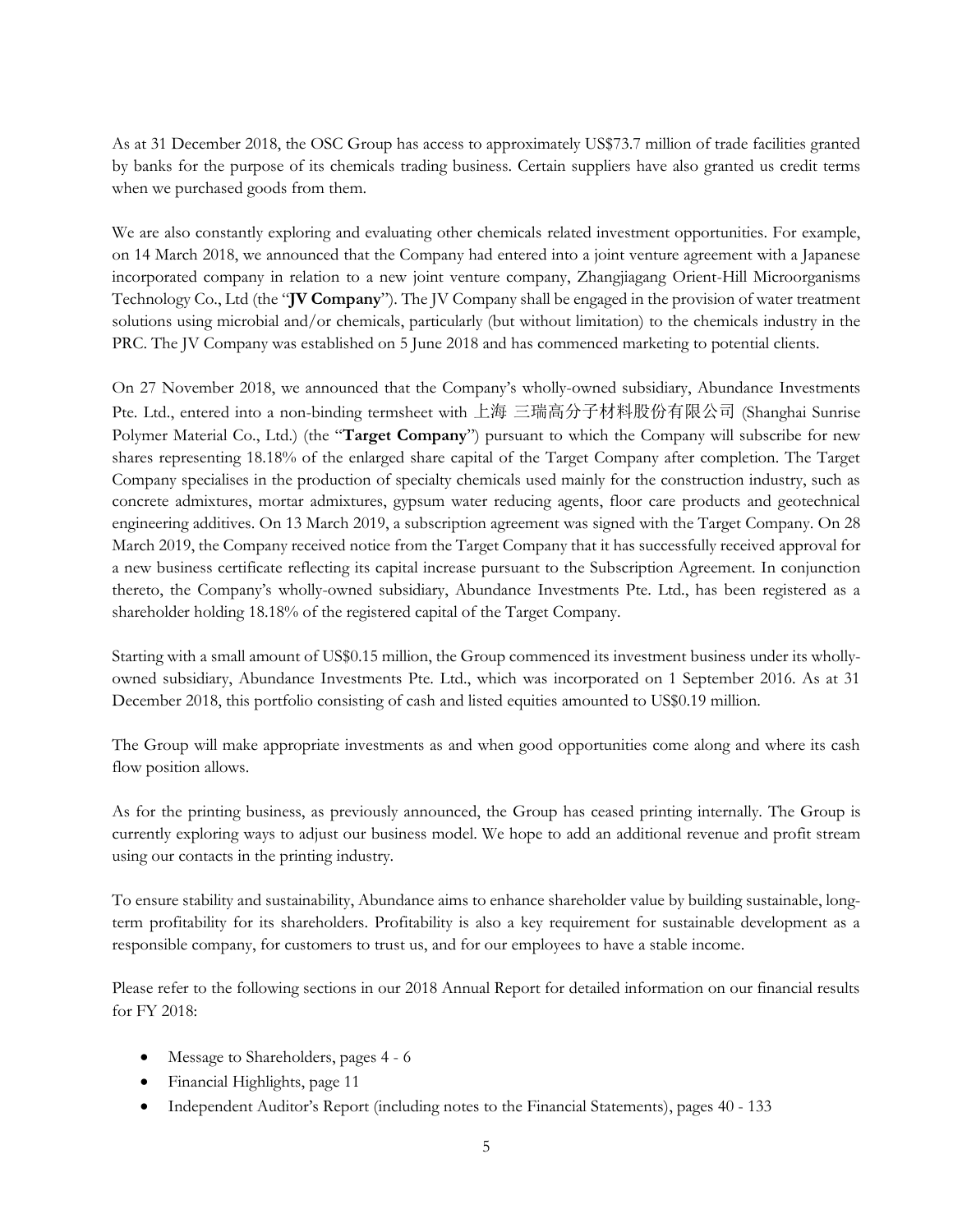As at 31 December 2018, the OSC Group has access to approximately US$73.7 million of trade facilities granted by banks for the purpose of its chemicals trading business. Certain suppliers have also granted us credit terms when we purchased goods from them.

We are also constantly exploring and evaluating other chemicals related investment opportunities. For example, on 14 March 2018, we announced that the Company had entered into a joint venture agreement with a Japanese incorporated company in relation to a new joint venture company, Zhangjiagang Orient-Hill Microorganisms Technology Co., Ltd (the "**JV Company**"). The JV Company shall be engaged in the provision of water treatment solutions using microbial and/or chemicals, particularly (but without limitation) to the chemicals industry in the PRC. The JV Company was established on 5 June 2018 and has commenced marketing to potential clients.

On 27 November 2018, we announced that the Company's wholly-owned subsidiary, Abundance Investments Pte. Ltd., entered into a non-binding termsheet with 上海 三瑞高分子材料股份有限公司 (Shanghai Sunrise Polymer Material Co., Ltd.) (the "**Target Company**") pursuant to which the Company will subscribe for new shares representing 18.18% of the enlarged share capital of the Target Company after completion. The Target Company specialises in the production of specialty chemicals used mainly for the construction industry, such as concrete admixtures, mortar admixtures, gypsum water reducing agents, floor care products and geotechnical engineering additives. On 13 March 2019, a subscription agreement was signed with the Target Company. On 28 March 2019, the Company received notice from the Target Company that it has successfully received approval for a new business certificate reflecting its capital increase pursuant to the Subscription Agreement. In conjunction thereto, the Company's wholly-owned subsidiary, Abundance Investments Pte. Ltd., has been registered as a shareholder holding 18.18% of the registered capital of the Target Company.

Starting with a small amount of US$0.15 million, the Group commenced its investment business under its wholly-owned subsidiary, Abundance Investments Pte. Ltd., which was incorporated on 1 September 2016. As at 31 December 2018, this portfolio consisting of cash and listed equities amounted to US$0.19 million.

The Group will make appropriate investments as and when good opportunities come along and where its cash flow position allows.

As for the printing business, as previously announced, the Group has ceased printing internally. The Group is currently exploring ways to adjust our business model. We hope to add an additional revenue and profit stream using our contacts in the printing industry.

To ensure stability and sustainability, Abundance aims to enhance shareholder value by building sustainable, long-term profitability for its shareholders. Profitability is also a key requirement for sustainable development as a responsible company, for customers to trust us, and for our employees to have a stable income.

Please refer to the following sections in our 2018 Annual Report for detailed information on our financial results for FY 2018:

- Message to Shareholders, pages 4 - 6
- Financial Highlights, page 11
- Independent Auditor's Report (including notes to the Financial Statements), pages 40 - 133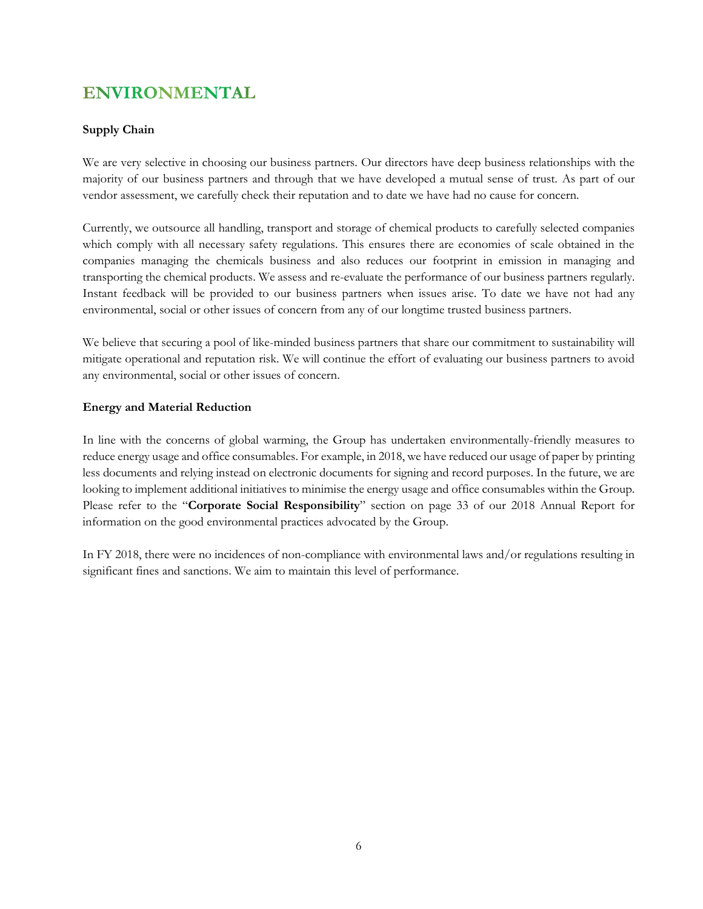# ENVIRONMENTAL

**Supply Chain**

We are very selective in choosing our business partners. Our directors have deep business relationships with the majority of our business partners and through that we have developed a mutual sense of trust. As part of our vendor assessment, we carefully check their reputation and to date we have had no cause for concern.

Currently, we outsource all handling, transport and storage of chemical products to carefully selected companies which comply with all necessary safety regulations. This ensures there are economies of scale obtained in the companies managing the chemicals business and also reduces our footprint in emission in managing and transporting the chemical products. We assess and re-evaluate the performance of our business partners regularly. Instant feedback will be provided to our business partners when issues arise. To date we have not had any environmental, social or other issues of concern from any of our longtime trusted business partners.

We believe that securing a pool of like-minded business partners that share our commitment to sustainability will mitigate operational and reputation risk. We will continue the effort of evaluating our business partners to avoid any environmental, social or other issues of concern.

**Energy and Material Reduction**

In line with the concerns of global warming, the Group has undertaken environmentally-friendly measures to reduce energy usage and office consumables. For example, in 2018, we have reduced our usage of paper by printing less documents and relying instead on electronic documents for signing and record purposes. In the future, we are looking to implement additional initiatives to minimise the energy usage and office consumables within the Group. Please refer to the "**Corporate Social Responsibility**" section on page 33 of our 2018 Annual Report for information on the good environmental practices advocated by the Group.

In FY 2018, there were no incidences of non-compliance with environmental laws and/or regulations resulting in significant fines and sanctions. We aim to maintain this level of performance.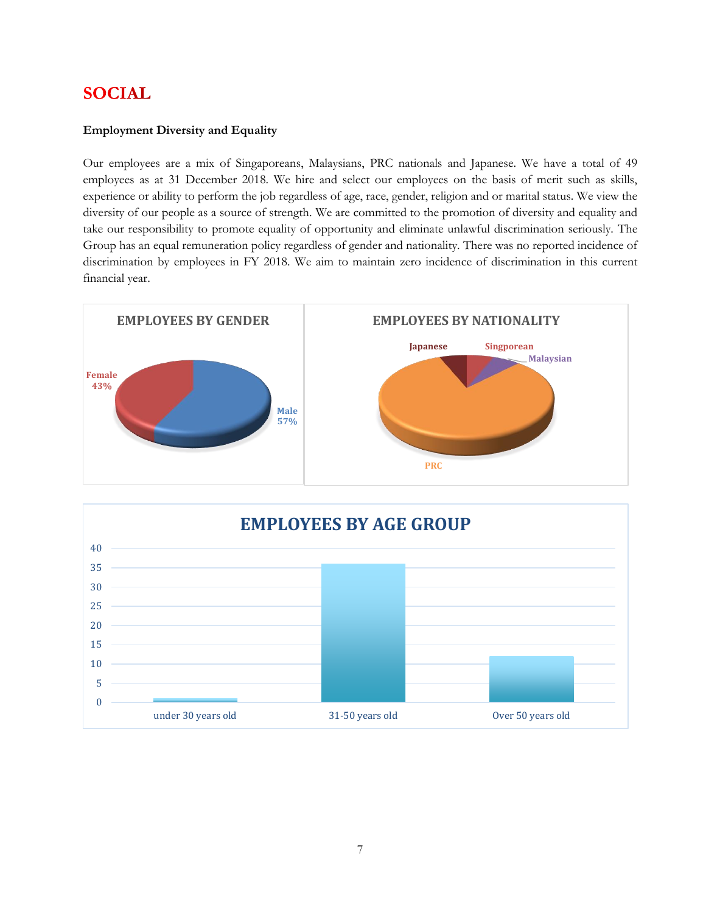# SOCIAL

**Employment Diversity and Equality**

Our employees are a mix of Singaporeans, Malaysians, PRC nationals and Japanese. We have a total of 49 employees as at 31 December 2018. We hire and select our employees on the basis of merit such as skills, experience or ability to perform the job regardless of age, race, gender, religion and or marital status. We view the diversity of our people as a source of strength. We are committed to the promotion of diversity and equality and take our responsibility to promote equality of opportunity and eliminate unlawful discrimination seriously. The Group has an equal remuneration policy regardless of gender and nationality. There was no reported incidence of discrimination by employees in FY 2018. We aim to maintain zero incidence of discrimination in this current financial year.

**EMPLOYEES BY GENDER**

Female 43%

Male 57%

**EMPLOYEES BY NATIONALITY**

Japanese

Singporean

Malaysian

PRC

**EMPLOYEES BY AGE GROUP**

| Age group | Employees |
|---|---|
| under 30 years old | 1 |
| 31-50 years old | 36 |
| Over 50 years old | 12 |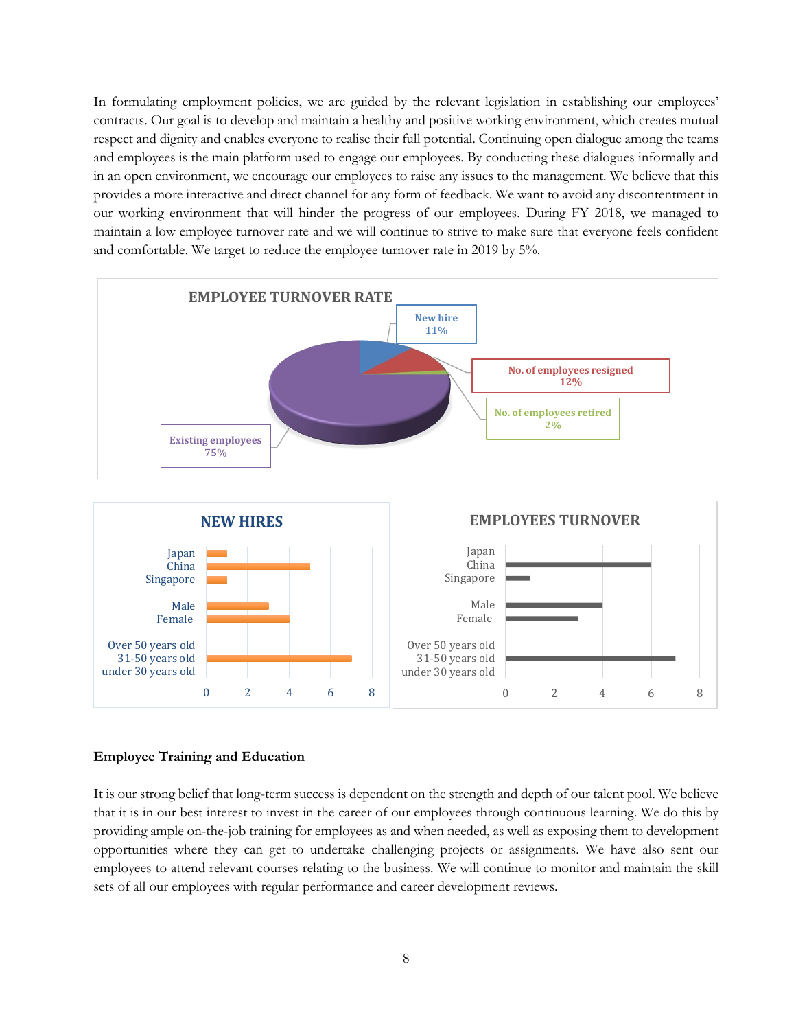In formulating employment policies, we are guided by the relevant legislation in establishing our employees' contracts. Our goal is to develop and maintain a healthy and positive working environment, which creates mutual respect and dignity and enables everyone to realise their full potential. Continuing open dialogue among the teams and employees is the main platform used to engage our employees. By conducting these dialogues informally and in an open environment, we encourage our employees to raise any issues to the management. We believe that this provides a more interactive and direct channel for any form of feedback. We want to avoid any discontentment in our working environment that will hinder the progress of our employees. During FY 2018, we managed to maintain a low employee turnover rate and we will continue to strive to make sure that everyone feels confident and comfortable. We target to reduce the employee turnover rate in 2019 by 5%.

**EMPLOYEE TURNOVER RATE**

| Category | % |
| --- | --- |
| New hire | 11% |
| No. of employees resigned | 12% |
| No. of employees retired | 2% |
| Existing employees | 75% |

**NEW HIRES**

| Category | Number |
| --- | --- |
| Japan | 1 |
| China | 5 |
| Singapore | 1 |
| Male | 3 |
| Female | 4 |
| Over 50 years old | |
| 31-50 years old | 7 |
| under 30 years old | |

**EMPLOYEES TURNOVER**

| Category | Number |
| --- | --- |
| Japan | |
| China | 6 |
| Singapore | 1 |
| Male | 4 |
| Female | 3 |
| Over 50 years old | |
| 31-50 years old | 7 |
| under 30 years old | |

**Employee Training and Education**

It is our strong belief that long-term success is dependent on the strength and depth of our talent pool. We believe that it is in our best interest to invest in the career of our employees through continuous learning. We do this by providing ample on-the-job training for employees as and when needed, as well as exposing them to development opportunities where they can get to undertake challenging projects or assignments. We have also sent our employees to attend relevant courses relating to the business. We will continue to monitor and maintain the skill sets of all our employees with regular performance and career development reviews.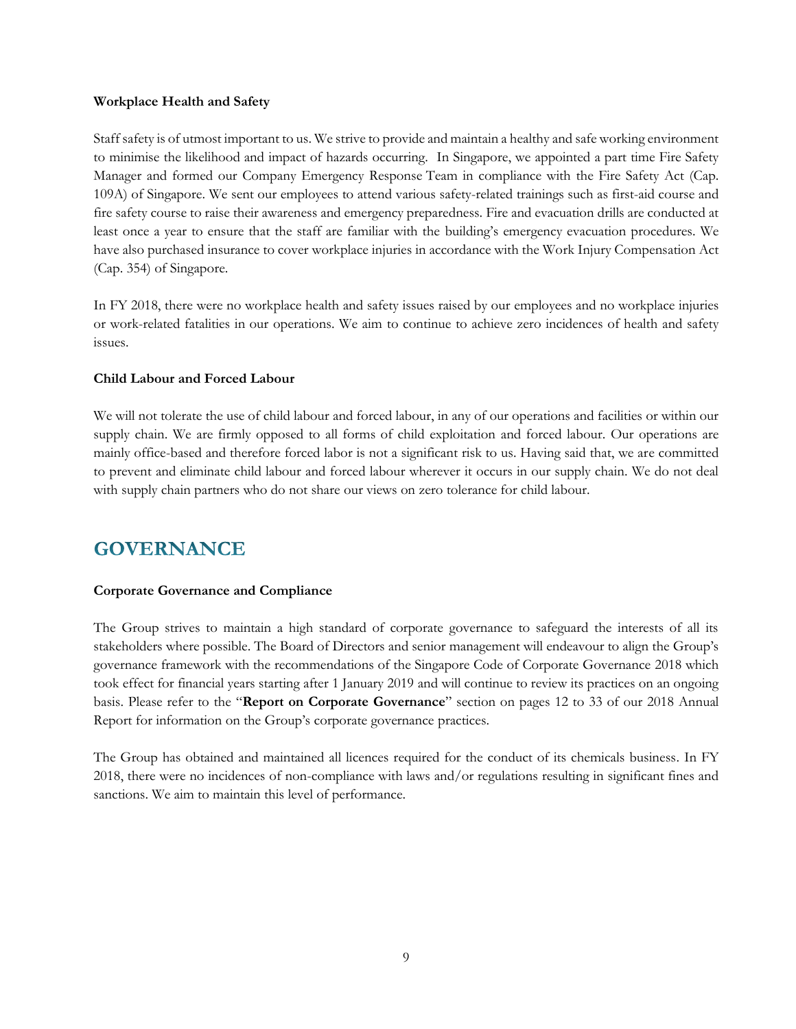**Workplace Health and Safety**

Staff safety is of utmost important to us. We strive to provide and maintain a healthy and safe working environment to minimise the likelihood and impact of hazards occurring. In Singapore, we appointed a part time Fire Safety Manager and formed our Company Emergency Response Team in compliance with the Fire Safety Act (Cap. 109A) of Singapore. We sent our employees to attend various safety-related trainings such as first-aid course and fire safety course to raise their awareness and emergency preparedness. Fire and evacuation drills are conducted at least once a year to ensure that the staff are familiar with the building's emergency evacuation procedures. We have also purchased insurance to cover workplace injuries in accordance with the Work Injury Compensation Act (Cap. 354) of Singapore.

In FY 2018, there were no workplace health and safety issues raised by our employees and no workplace injuries or work-related fatalities in our operations. We aim to continue to achieve zero incidences of health and safety issues.

**Child Labour and Forced Labour**

We will not tolerate the use of child labour and forced labour, in any of our operations and facilities or within our supply chain. We are firmly opposed to all forms of child exploitation and forced labour. Our operations are mainly office-based and therefore forced labor is not a significant risk to us. Having said that, we are committed to prevent and eliminate child labour and forced labour wherever it occurs in our supply chain. We do not deal with supply chain partners who do not share our views on zero tolerance for child labour.

# GOVERNANCE

**Corporate Governance and Compliance**

The Group strives to maintain a high standard of corporate governance to safeguard the interests of all its stakeholders where possible. The Board of Directors and senior management will endeavour to align the Group's governance framework with the recommendations of the Singapore Code of Corporate Governance 2018 which took effect for financial years starting after 1 January 2019 and will continue to review its practices on an ongoing basis. Please refer to the "**Report on Corporate Governance**" section on pages 12 to 33 of our 2018 Annual Report for information on the Group's corporate governance practices.

The Group has obtained and maintained all licences required for the conduct of its chemicals business. In FY 2018, there were no incidences of non-compliance with laws and/or regulations resulting in significant fines and sanctions. We aim to maintain this level of performance.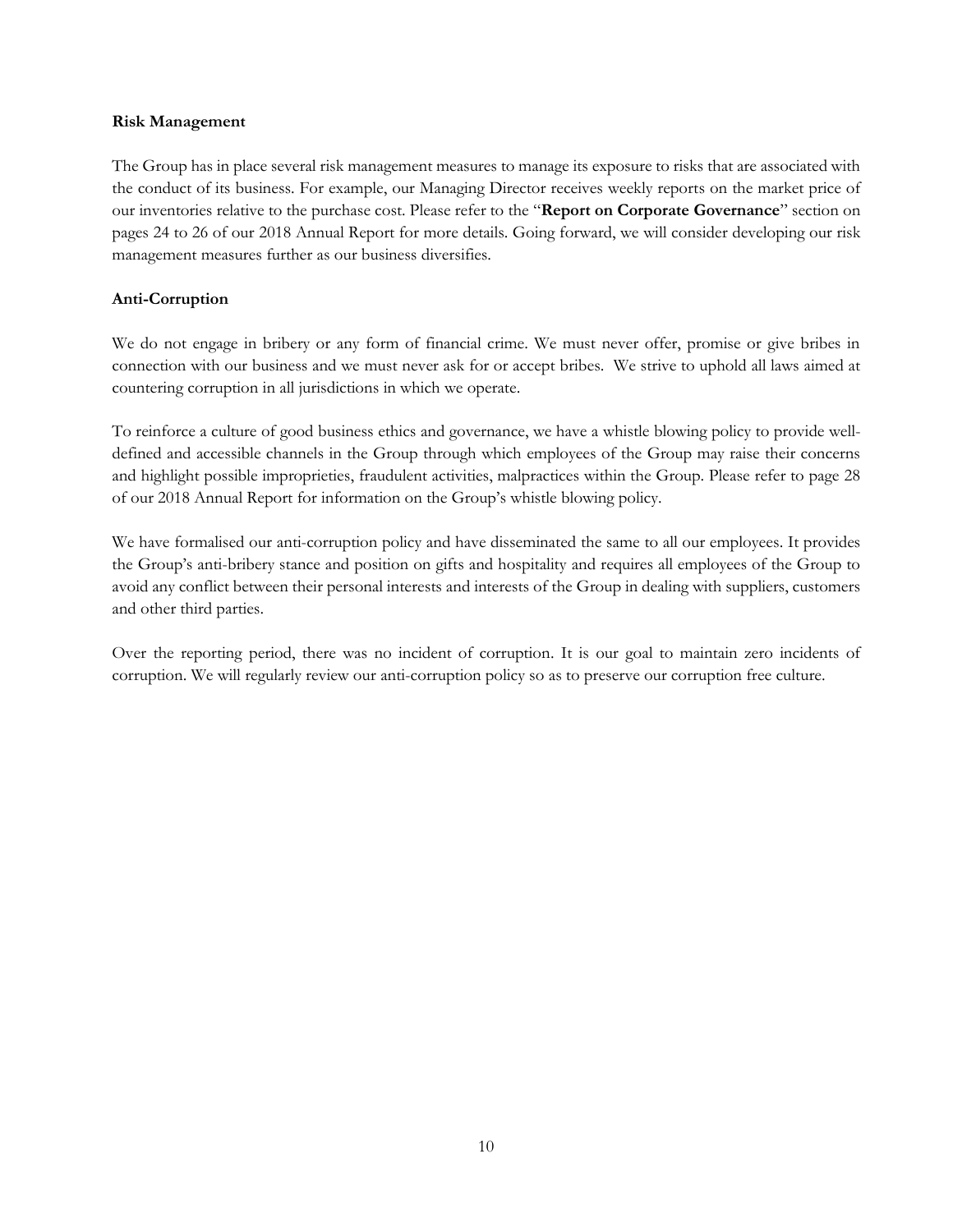### Risk Management

The Group has in place several risk management measures to manage its exposure to risks that are associated with the conduct of its business. For example, our Managing Director receives weekly reports on the market price of our inventories relative to the purchase cost. Please refer to the "**Report on Corporate Governance**" section on pages 24 to 26 of our 2018 Annual Report for more details. Going forward, we will consider developing our risk management measures further as our business diversifies.

### Anti-Corruption

We do not engage in bribery or any form of financial crime. We must never offer, promise or give bribes in connection with our business and we must never ask for or accept bribes. We strive to uphold all laws aimed at countering corruption in all jurisdictions in which we operate.

To reinforce a culture of good business ethics and governance, we have a whistle blowing policy to provide well-defined and accessible channels in the Group through which employees of the Group may raise their concerns and highlight possible improprieties, fraudulent activities, malpractices within the Group. Please refer to page 28 of our 2018 Annual Report for information on the Group's whistle blowing policy.

We have formalised our anti-corruption policy and have disseminated the same to all our employees. It provides the Group's anti-bribery stance and position on gifts and hospitality and requires all employees of the Group to avoid any conflict between their personal interests and interests of the Group in dealing with suppliers, customers and other third parties.

Over the reporting period, there was no incident of corruption. It is our goal to maintain zero incidents of corruption. We will regularly review our anti-corruption policy so as to preserve our corruption free culture.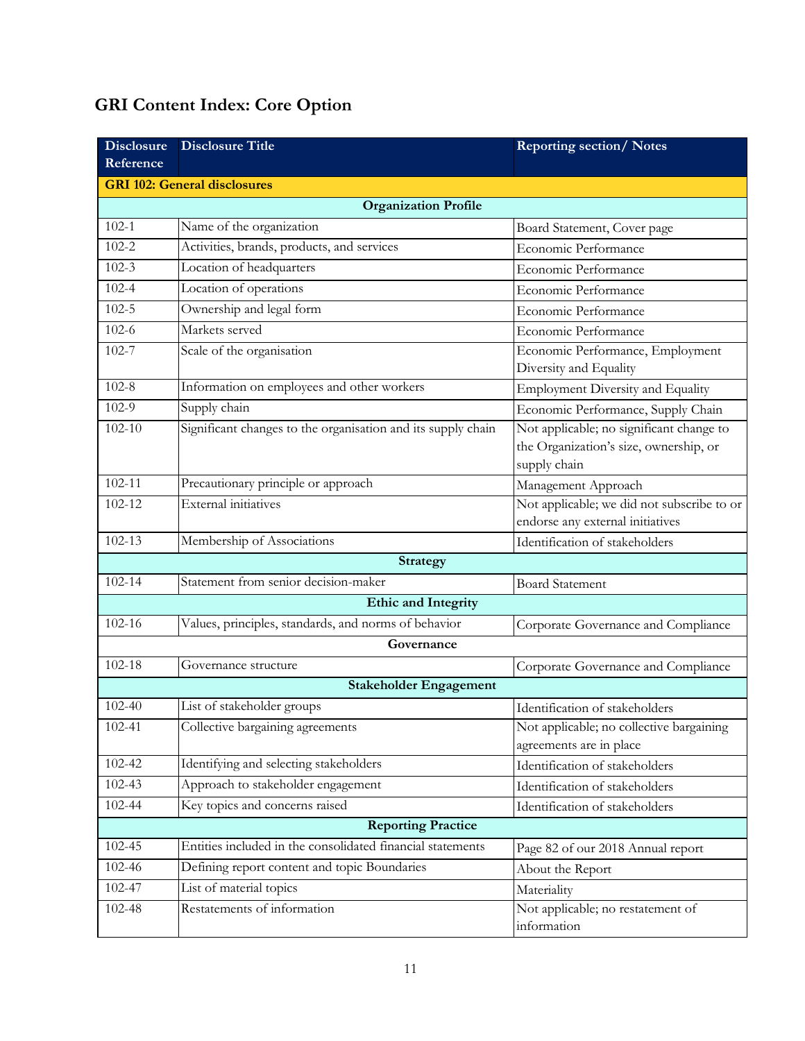## GRI Content Index: Core Option

| Disclosure Reference | Disclosure Title | Reporting section/ Notes |
|---|---|---|
| **GRI 102: General disclosures** | | |
| | **Organization Profile** | |
| 102-1 | Name of the organization | Board Statement, Cover page |
| 102-2 | Activities, brands, products, and services | Economic Performance |
| 102-3 | Location of headquarters | Economic Performance |
| 102-4 | Location of operations | Economic Performance |
| 102-5 | Ownership and legal form | Economic Performance |
| 102-6 | Markets served | Economic Performance |
| 102-7 | Scale of the organisation | Economic Performance, Employment Diversity and Equality |
| 102-8 | Information on employees and other workers | Employment Diversity and Equality |
| 102-9 | Supply chain | Economic Performance, Supply Chain |
| 102-10 | Significant changes to the organisation and its supply chain | Not applicable; no significant change to the Organization's size, ownership, or supply chain |
| 102-11 | Precautionary principle or approach | Management Approach |
| 102-12 | External initiatives | Not applicable; we did not subscribe to or endorse any external initiatives |
| 102-13 | Membership of Associations | Identification of stakeholders |
| | **Strategy** | |
| 102-14 | Statement from senior decision-maker | Board Statement |
| | **Ethic and Integrity** | |
| 102-16 | Values, principles, standards, and norms of behavior | Corporate Governance and Compliance |
| | **Governance** | |
| 102-18 | Governance structure | Corporate Governance and Compliance |
| | **Stakeholder Engagement** | |
| 102-40 | List of stakeholder groups | Identification of stakeholders |
| 102-41 | Collective bargaining agreements | Not applicable; no collective bargaining agreements are in place |
| 102-42 | Identifying and selecting stakeholders | Identification of stakeholders |
| 102-43 | Approach to stakeholder engagement | Identification of stakeholders |
| 102-44 | Key topics and concerns raised | Identification of stakeholders |
| | **Reporting Practice** | |
| 102-45 | Entities included in the consolidated financial statements | Page 82 of our 2018 Annual report |
| 102-46 | Defining report content and topic Boundaries | About the Report |
| 102-47 | List of material topics | Materiality |
| 102-48 | Restatements of information | Not applicable; no restatement of information |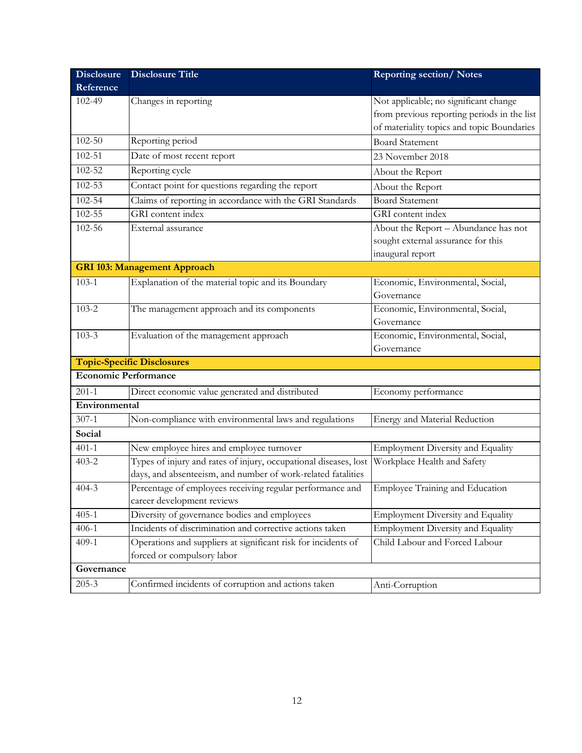| Disclosure Reference | Disclosure Title | Reporting section/ Notes |
|---|---|---|
| 102-49 | Changes in reporting | Not applicable; no significant change from previous reporting periods in the list of materiality topics and topic Boundaries |
| 102-50 | Reporting period | Board Statement |
| 102-51 | Date of most recent report | 23 November 2018 |
| 102-52 | Reporting cycle | About the Report |
| 102-53 | Contact point for questions regarding the report | About the Report |
| 102-54 | Claims of reporting in accordance with the GRI Standards | Board Statement |
| 102-55 | GRI content index | GRI content index |
| 102-56 | External assurance | About the Report – Abundance has not sought external assurance for this inaugural report |
| **GRI 103: Management Approach** | | |
| 103-1 | Explanation of the material topic and its Boundary | Economic, Environmental, Social, Governance |
| 103-2 | The management approach and its components | Economic, Environmental, Social, Governance |
| 103-3 | Evaluation of the management approach | Economic, Environmental, Social, Governance |
| **Topic-Specific Disclosures** | | |
| **Economic Performance** | | |
| 201-1 | Direct economic value generated and distributed | Economy performance |
| **Environmental** | | |
| 307-1 | Non-compliance with environmental laws and regulations | Energy and Material Reduction |
| **Social** | | |
| 401-1 | New employee hires and employee turnover | Employment Diversity and Equality |
| 403-2 | Types of injury and rates of injury, occupational diseases, lost days, and absenteeism, and number of work-related fatalities | Workplace Health and Safety |
| 404-3 | Percentage of employees receiving regular performance and career development reviews | Employee Training and Education |
| 405-1 | Diversity of governance bodies and employees | Employment Diversity and Equality |
| 406-1 | Incidents of discrimination and corrective actions taken | Employment Diversity and Equality |
| 409-1 | Operations and suppliers at significant risk for incidents of forced or compulsory labor | Child Labour and Forced Labour |
| **Governance** | | |
| 205-3 | Confirmed incidents of corruption and actions taken | Anti-Corruption |